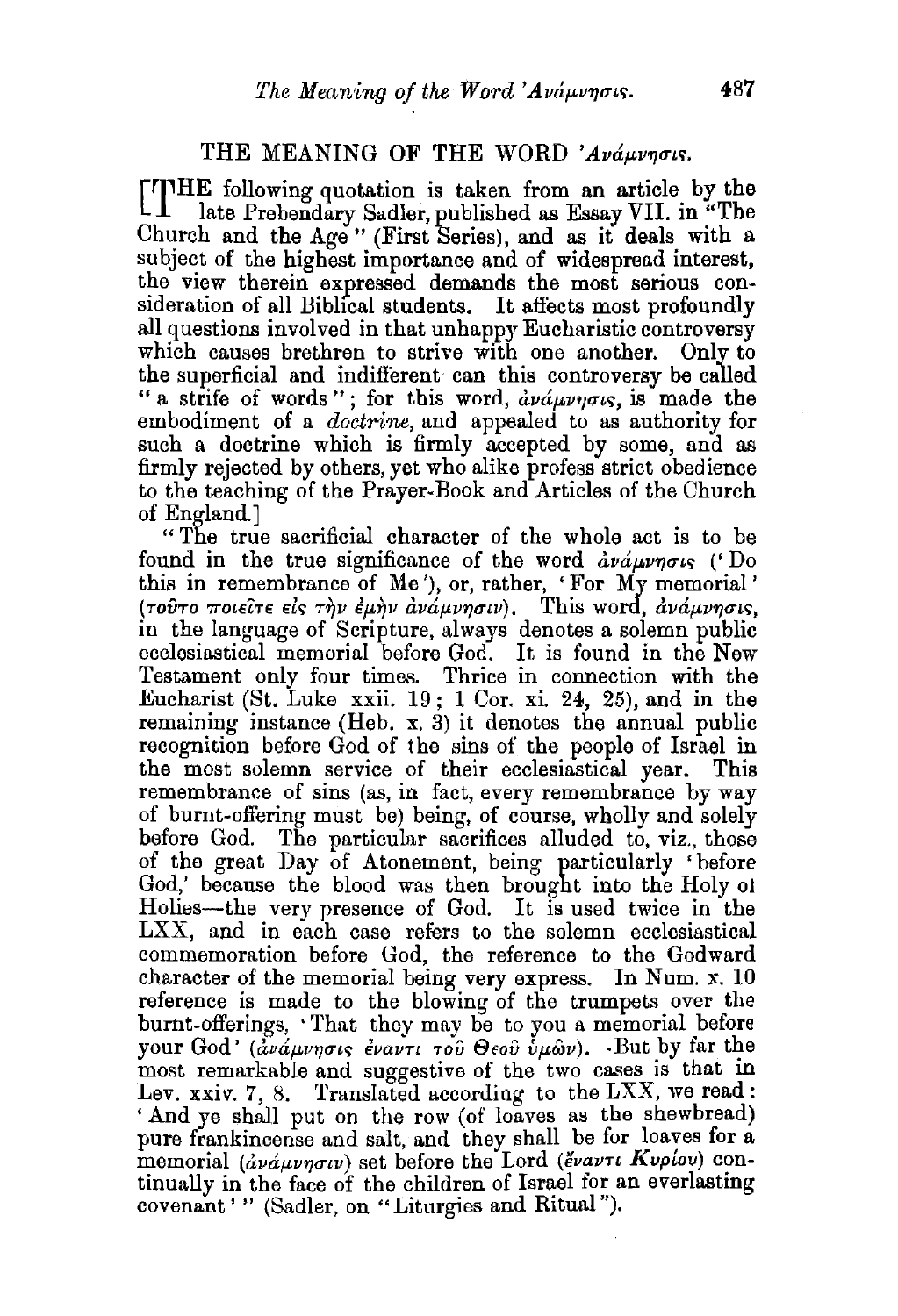# THE MEANING OF THE WORD 'Ἀνάμνησις.

[THE following quotation is taken from an article by the late Prebendary Sadler, published as Essay VII. in "The Church and the Age" (First Series), and as it deals with a subject of the highest importance and of widespread interest, the view therein expressed demands the most serious consideration of all Biblical students. It affects most profoundly all questions involved in that unhappy Eucharistic controversy which causes brethren to strive with one another. Only to the superficial and indifferent can this controversy be called "a strife of words"; for this word, ἀνάμνησις, is made the embodiment of a *doctrine*, and appealed to as authority for such a doctrine which is firmly accepted by some, and as firmly rejected by others, yet who alike profess strict obedience to the teaching of the Prayer-Book and Articles of the Church of England.]

"The true sacrificial character of the whole act is to be found in the true significance of the word ἀνάμνησις ('Do this in remembrance of Me'), or, rather, 'For My memorial' (τοῦτο ποιεῖτε εἰς τὴν ἐμὴν ἀνάμνησιν). This word, ἀνάμνησις, in the language of Scripture, always denotes a solemn public ecclesiastical memorial before God. It is found in the New Testament only four times. Thrice in connection with the Eucharist (St. Luke xxii. 19; 1 Cor. xi. 24, 25), and in the remaining instance (Heb. x. 3) it denotes the annual public recognition before God of the sins of the people of Israel in the most solemn service of their ecclesiastical year. This remembrance of sins (as, in fact, every remembrance by way of burnt-offering must be) being, of course, wholly and solely before God. The particular sacrifices alluded to, viz., those of the great Day of Atonement, being particularly 'before God,' because the blood was then brought into the Holy of Holies—the very presence of God. It is used twice in the LXX, and in each case refers to the solemn ecclesiastical commemoration before God, the reference to the Godward character of the memorial being very express. In Num. x. 10 reference is made to the blowing of the trumpets over the burnt-offerings, 'That they may be to you a memorial before your God' (ἀνάμνησις ἔναντι τοῦ Θεοῦ ὑμῶν). But by far the most remarkable and suggestive of the two cases is that in Lev. xxiv. 7, 8. Translated according to the LXX, we read: 'And ye shall put on the row (of loaves as the shewbread) pure frankincense and salt, and they shall be for loaves for a memorial (ἀνάμνησιν) set before the Lord (ἔναντι Κυρίου) continually in the face of the children of Israel for an everlasting covenant'" (Sadler, on "Liturgies and Ritual").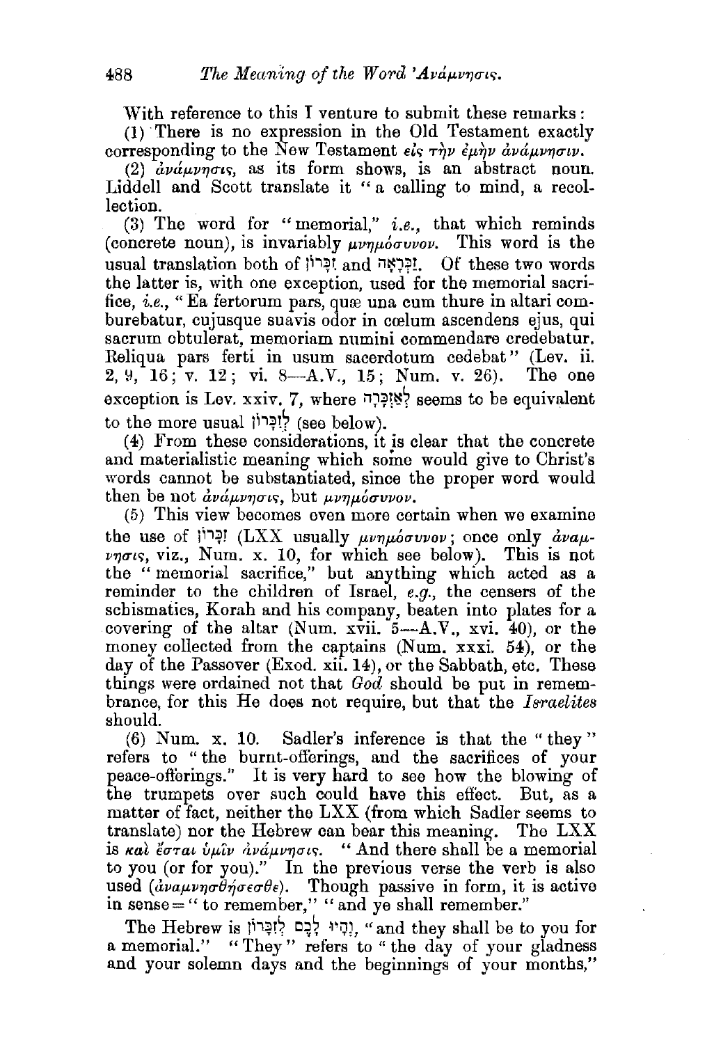With reference to this I venture to submit these remarks:

(1) There is no expression in the Old Testament exactly corresponding to the New Testament *εἰς τὴν ἐμὴν ἀνάμνησιν*.

(2) *ἀνάμνησις*, as its form shows, is an abstract noun. Liddell and Scott translate it "a calling to mind, a recollection.

(3) The word for "memorial," *i.e.*, that which reminds (concrete noun), is invariably *μνημόσυνον*. This word is the usual translation both of זִכָּרוֹן and אַזְכָּרָה. Of these two words the latter is, with one exception, used for the memorial sacrifice, *i.e.*, "Ea fertorum pars, quæ una cum thure in altari comburebatur, cujusque suavis odor in cœlum ascendens ejus, qui sacrum obtulerat, memoriam numini commendare credebatur. Reliqua pars ferti in usum sacerdotum cedebat" (Lev. ii. 2, 9, 16; v. 12; vi. 8—A.V., 15; Num. v. 26). The one exception is Lev. xxiv. 7, where לְאַזְכָּרָה seems to be equivalent to the more usual לְזִכָּרוֹן (see below).

(4) From these considerations, it is clear that the concrete and materialistic meaning which some would give to Christ's words cannot be substantiated, since the proper word would then be not *ἀνάμνησις*, but *μνημόσυνον*.

(5) This view becomes even more certain when we examine the use of זִכָּרוֹן (LXX usually *μνημόσυνον*; once only *ἀνάμνησις*, viz., Num. x. 10, for which see below). This is not the "memorial sacrifice," but anything which acted as a reminder to the children of Israel, *e.g.*, the censers of the schismatics, Korah and his company, beaten into plates for a covering of the altar (Num. xvii. 5—A.V., xvi. 40), or the money collected from the captains (Num. xxxi. 54), or the day of the Passover (Exod. xii. 14), or the Sabbath, etc. These things were ordained not that *God* should be put in remembrance, for this He does not require, but that the *Israelites* should.

(6) Num. x. 10. Sadler's inference is that the "they" refers to "the burnt-offerings, and the sacrifices of your peace-offerings." It is very hard to see how the blowing of the trumpets over such could have this effect. But, as a matter of fact, neither the LXX (from which Sadler seems to translate) nor the Hebrew can bear this meaning. The LXX is *καὶ ἔσται ὑμῖν ἀνάμνησις*. "And there shall be a memorial to you (or for you)." In the previous verse the verb is also used (*ἀναμνησθήσεσθε*). Though passive in form, it is active in sense = "to remember," "and ye shall remember."

The Hebrew is וְהָיוּ לָכֶם לְזִכָּרוֹן, "and they shall be to you for a memorial." "They" refers to "the day of your gladness and your solemn days and the beginnings of your months,"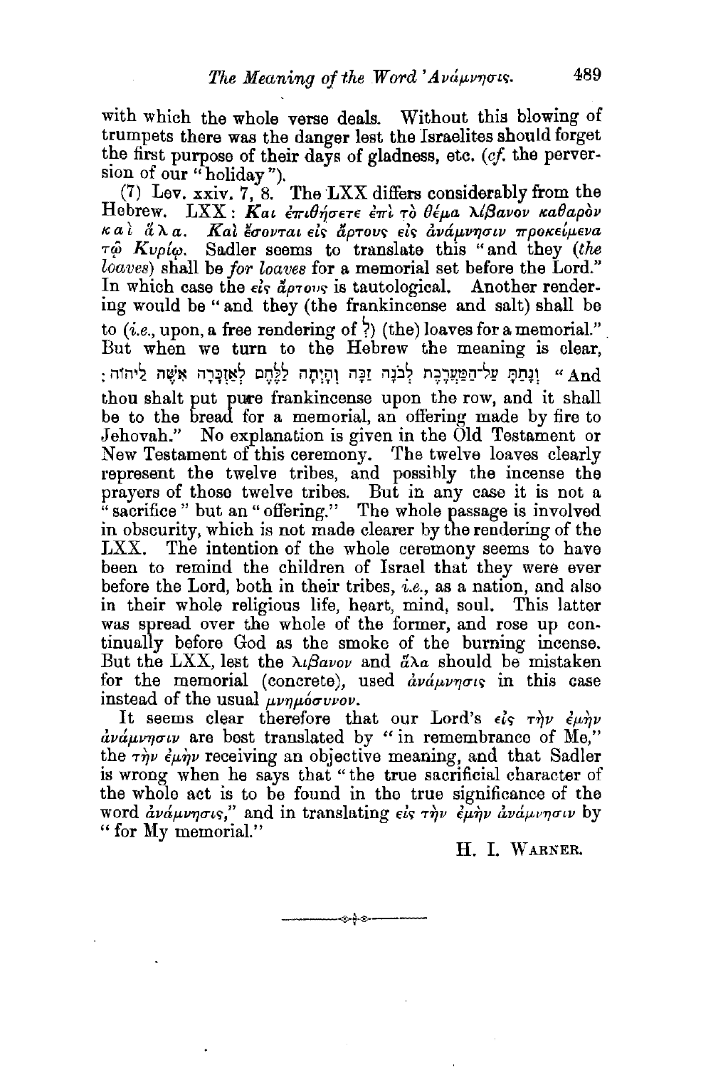with which the whole verse deals. Without this blowing of trumpets there was the danger lest the Israelites should forget the first purpose of their days of gladness, etc. (*cf.* the perversion of our "holiday").

(7) Lev. xxiv. 7, 8. The LXX differs considerably from the Hebrew. LXX: *Καὶ ἐπιθήσετε ἐπὶ τὸ θέμα λίβανον καθαρὸν καὶ ἅλα. Καὶ ἔσονται εἰς ἄρτους εἰς ἀνάμνησιν προκείμενα τῷ Κυρίῳ.* Sadler seems to translate this "and they (*the loaves*) shall be *for loaves* for a memorial set before the Lord." In which case the εἰς ἄρτους is tautological. Another rendering would be "and they (the frankincense and salt) shall be to (*i.e.*, upon, a free rendering of לְ?) (the) loaves for a memorial." But when we turn to the Hebrew the meaning is clear, וְנָתַתָּ עַל־הַמַּעֲרֶכֶת לְבֹנָה זַכָּה וְהָיְתָה לַלֶּחֶם לְאַזְכָּרָה אִשֶּׁה לַיהוָה׃ "And thou shalt put pure frankincense upon the row, and it shall be to the bread for a memorial, an offering made by fire to Jehovah." No explanation is given in the Old Testament or New Testament of this ceremony. The twelve loaves clearly represent the twelve tribes, and possibly the incense the prayers of those twelve tribes. But in any case it is not a "sacrifice" but an "offering." The whole passage is involved in obscurity, which is not made clearer by the rendering of the LXX. The intention of the whole ceremony seems to have been to remind the children of Israel that they were ever before the Lord, both in their tribes, *i.e.*, as a nation, and also in their whole religious life, heart, mind, soul. This latter was spread over the whole of the former, and rose up continually before God as the smoke of the burning incense. But the LXX, lest the λίβανον and ἅλα should be mistaken for the memorial (concrete), used ἀνάμνησις in this case instead of the usual μνημόσυνον.

It seems clear therefore that our Lord's εἰς τὴν ἐμὴν ἀνάμνησιν are best translated by "in remembrance of Me," the τὴν ἐμὴν receiving an objective meaning, and that Sadler is wrong when he says that "the true sacrificial character of the whole act is to be found in the true significance of the word ἀνάμνησις," and in translating εἰς τὴν ἐμὴν ἀνάμνησιν by "for My memorial."

H. I. WARNER.